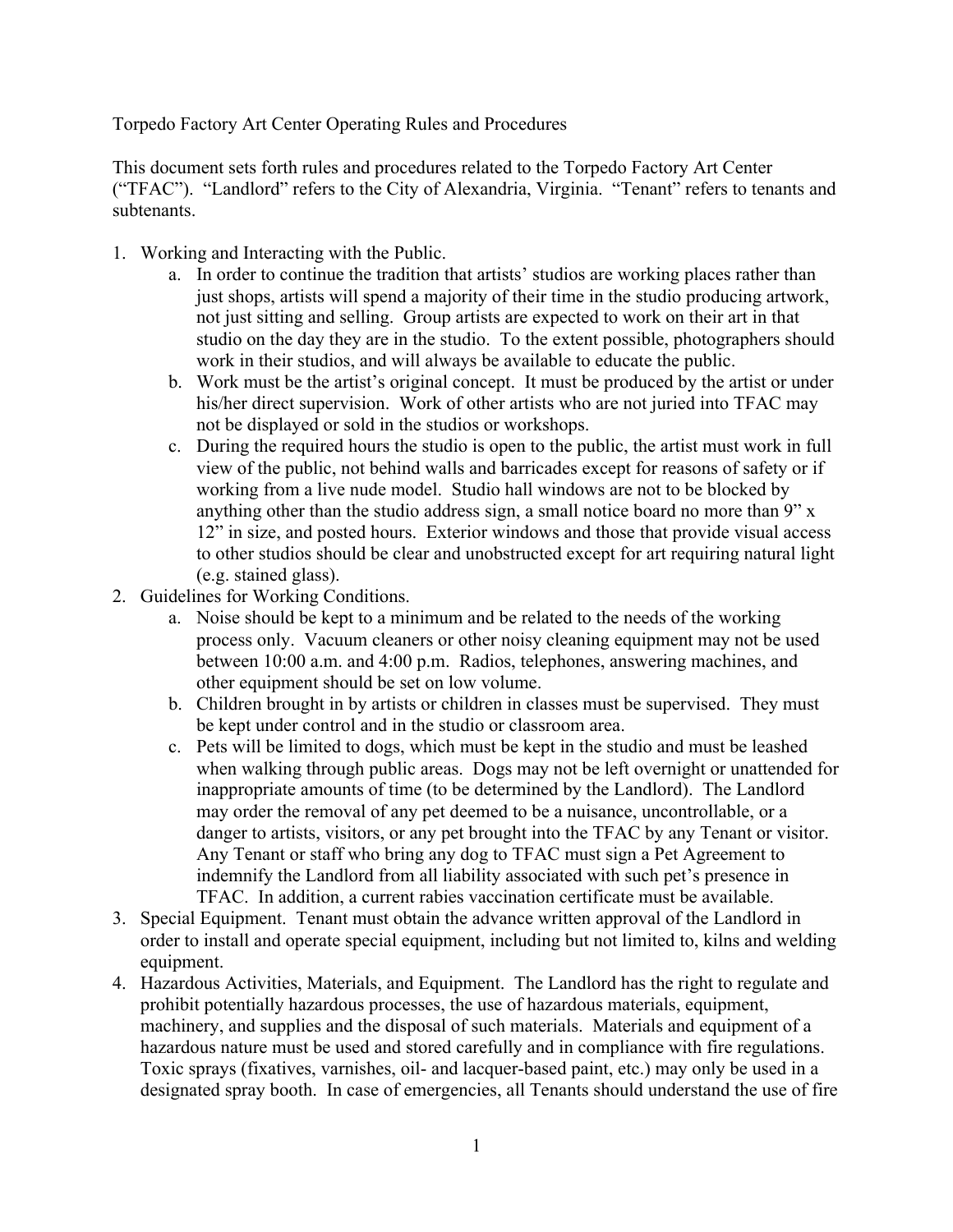Torpedo Factory Art Center Operating Rules and Procedures

This document sets forth rules and procedures related to the Torpedo Factory Art Center ("TFAC"). "Landlord" refers to the City of Alexandria, Virginia. "Tenant" refers to tenants and subtenants.

1. Working and Interacting with the Public.
    a. In order to continue the tradition that artists' studios are working places rather than just shops, artists will spend a majority of their time in the studio producing artwork, not just sitting and selling. Group artists are expected to work on their art in that studio on the day they are in the studio. To the extent possible, photographers should work in their studios, and will always be available to educate the public.
    b. Work must be the artist's original concept. It must be produced by the artist or under his/her direct supervision. Work of other artists who are not juried into TFAC may not be displayed or sold in the studios or workshops.
    c. During the required hours the studio is open to the public, the artist must work in full view of the public, not behind walls and barricades except for reasons of safety or if working from a live nude model. Studio hall windows are not to be blocked by anything other than the studio address sign, a small notice board no more than 9" x 12" in size, and posted hours. Exterior windows and those that provide visual access to other studios should be clear and unobstructed except for art requiring natural light (e.g. stained glass).
2. Guidelines for Working Conditions.
    a. Noise should be kept to a minimum and be related to the needs of the working process only. Vacuum cleaners or other noisy cleaning equipment may not be used between 10:00 a.m. and 4:00 p.m. Radios, telephones, answering machines, and other equipment should be set on low volume.
    b. Children brought in by artists or children in classes must be supervised. They must be kept under control and in the studio or classroom area.
    c. Pets will be limited to dogs, which must be kept in the studio and must be leashed when walking through public areas. Dogs may not be left overnight or unattended for inappropriate amounts of time (to be determined by the Landlord). The Landlord may order the removal of any pet deemed to be a nuisance, uncontrollable, or a danger to artists, visitors, or any pet brought into the TFAC by any Tenant or visitor. Any Tenant or staff who bring any dog to TFAC must sign a Pet Agreement to indemnify the Landlord from all liability associated with such pet's presence in TFAC. In addition, a current rabies vaccination certificate must be available.
3. Special Equipment. Tenant must obtain the advance written approval of the Landlord in order to install and operate special equipment, including but not limited to, kilns and welding equipment.
4. Hazardous Activities, Materials, and Equipment. The Landlord has the right to regulate and prohibit potentially hazardous processes, the use of hazardous materials, equipment, machinery, and supplies and the disposal of such materials. Materials and equipment of a hazardous nature must be used and stored carefully and in compliance with fire regulations. Toxic sprays (fixatives, varnishes, oil- and lacquer-based paint, etc.) may only be used in a designated spray booth. In case of emergencies, all Tenants should understand the use of fire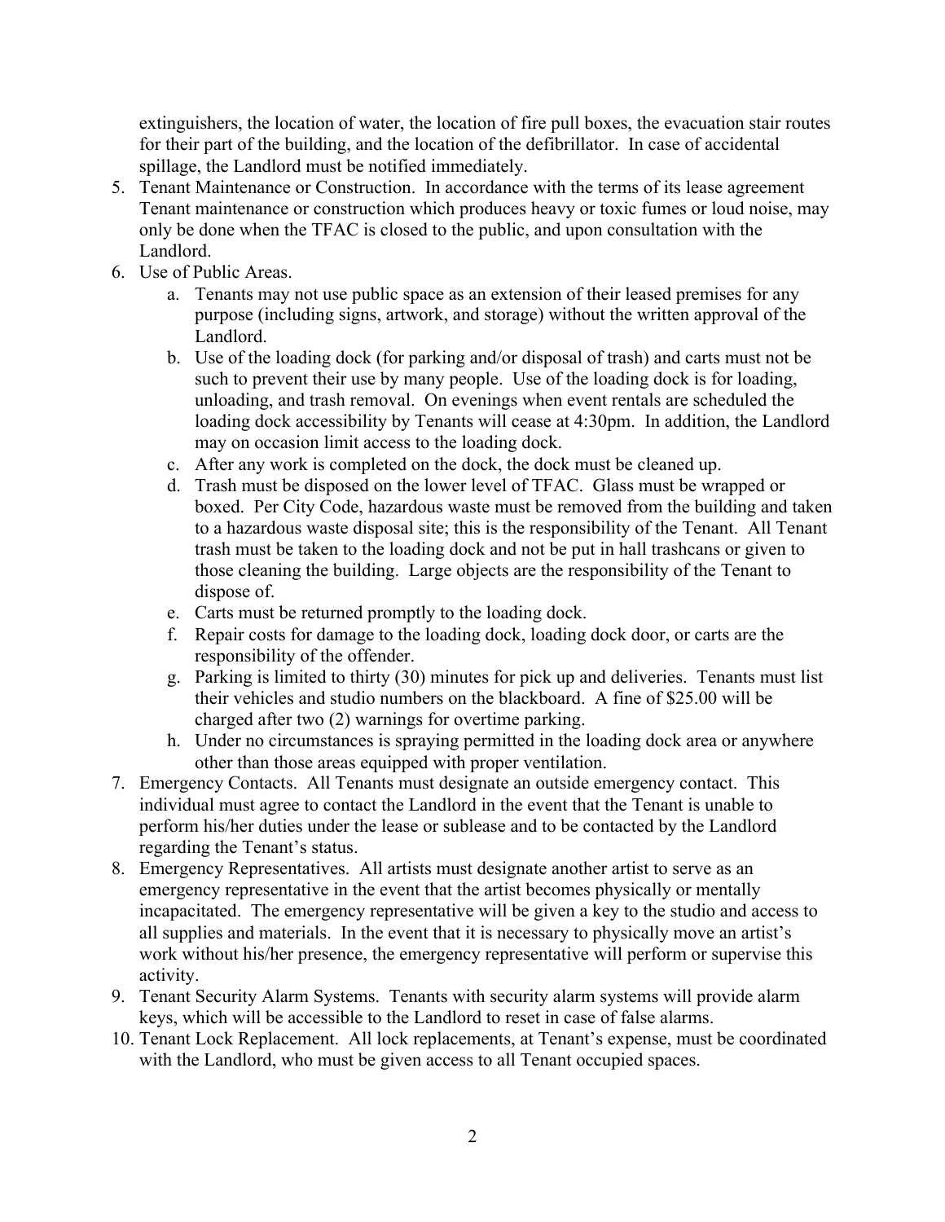extinguishers, the location of water, the location of fire pull boxes, the evacuation stair routes for their part of the building, and the location of the defibrillator. In case of accidental spillage, the Landlord must be notified immediately.

5. Tenant Maintenance or Construction. In accordance with the terms of its lease agreement Tenant maintenance or construction which produces heavy or toxic fumes or loud noise, may only be done when the TFAC is closed to the public, and upon consultation with the Landlord.
6. Use of Public Areas.
   a. Tenants may not use public space as an extension of their leased premises for any purpose (including signs, artwork, and storage) without the written approval of the Landlord.
   b. Use of the loading dock (for parking and/or disposal of trash) and carts must not be such to prevent their use by many people. Use of the loading dock is for loading, unloading, and trash removal. On evenings when event rentals are scheduled the loading dock accessibility by Tenants will cease at 4:30pm. In addition, the Landlord may on occasion limit access to the loading dock.
   c. After any work is completed on the dock, the dock must be cleaned up.
   d. Trash must be disposed on the lower level of TFAC. Glass must be wrapped or boxed. Per City Code, hazardous waste must be removed from the building and taken to a hazardous waste disposal site; this is the responsibility of the Tenant. All Tenant trash must be taken to the loading dock and not be put in hall trashcans or given to those cleaning the building. Large objects are the responsibility of the Tenant to dispose of.
   e. Carts must be returned promptly to the loading dock.
   f. Repair costs for damage to the loading dock, loading dock door, or carts are the responsibility of the offender.
   g. Parking is limited to thirty (30) minutes for pick up and deliveries. Tenants must list their vehicles and studio numbers on the blackboard. A fine of $25.00 will be charged after two (2) warnings for overtime parking.
   h. Under no circumstances is spraying permitted in the loading dock area or anywhere other than those areas equipped with proper ventilation.
7. Emergency Contacts. All Tenants must designate an outside emergency contact. This individual must agree to contact the Landlord in the event that the Tenant is unable to perform his/her duties under the lease or sublease and to be contacted by the Landlord regarding the Tenant's status.
8. Emergency Representatives. All artists must designate another artist to serve as an emergency representative in the event that the artist becomes physically or mentally incapacitated. The emergency representative will be given a key to the studio and access to all supplies and materials. In the event that it is necessary to physically move an artist's work without his/her presence, the emergency representative will perform or supervise this activity.
9. Tenant Security Alarm Systems. Tenants with security alarm systems will provide alarm keys, which will be accessible to the Landlord to reset in case of false alarms.
10. Tenant Lock Replacement. All lock replacements, at Tenant's expense, must be coordinated with the Landlord, who must be given access to all Tenant occupied spaces.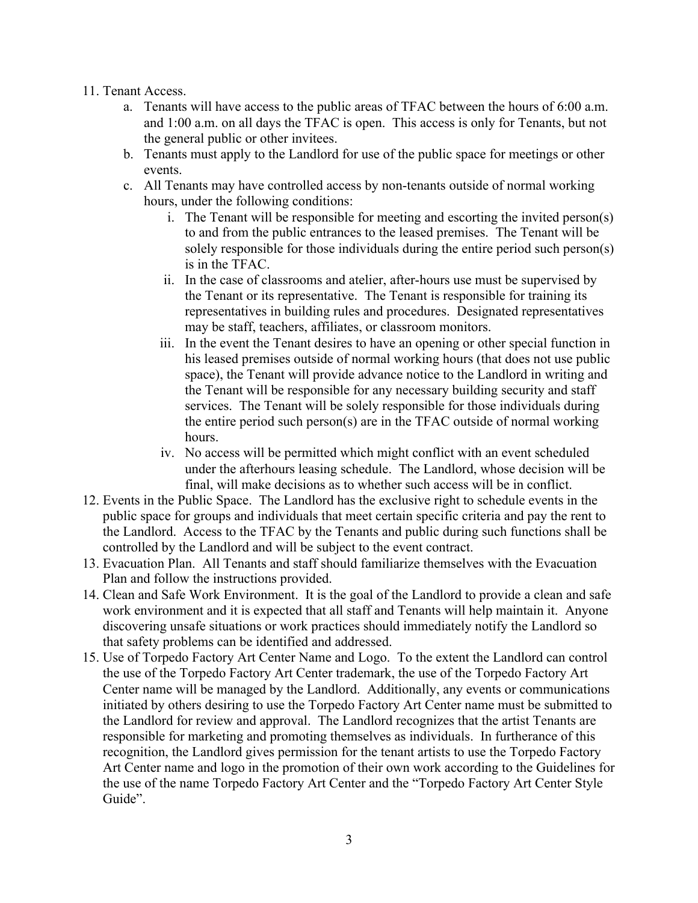11. Tenant Access.
    a. Tenants will have access to the public areas of TFAC between the hours of 6:00 a.m. and 1:00 a.m. on all days the TFAC is open. This access is only for Tenants, but not the general public or other invitees.
    b. Tenants must apply to the Landlord for use of the public space for meetings or other events.
    c. All Tenants may have controlled access by non-tenants outside of normal working hours, under the following conditions:
        i. The Tenant will be responsible for meeting and escorting the invited person(s) to and from the public entrances to the leased premises. The Tenant will be solely responsible for those individuals during the entire period such person(s) is in the TFAC.
        ii. In the case of classrooms and atelier, after-hours use must be supervised by the Tenant or its representative. The Tenant is responsible for training its representatives in building rules and procedures. Designated representatives may be staff, teachers, affiliates, or classroom monitors.
        iii. In the event the Tenant desires to have an opening or other special function in his leased premises outside of normal working hours (that does not use public space), the Tenant will provide advance notice to the Landlord in writing and the Tenant will be responsible for any necessary building security and staff services. The Tenant will be solely responsible for those individuals during the entire period such person(s) are in the TFAC outside of normal working hours.
        iv. No access will be permitted which might conflict with an event scheduled under the afterhours leasing schedule. The Landlord, whose decision will be final, will make decisions as to whether such access will be in conflict.
12. Events in the Public Space. The Landlord has the exclusive right to schedule events in the public space for groups and individuals that meet certain specific criteria and pay the rent to the Landlord. Access to the TFAC by the Tenants and public during such functions shall be controlled by the Landlord and will be subject to the event contract.
13. Evacuation Plan. All Tenants and staff should familiarize themselves with the Evacuation Plan and follow the instructions provided.
14. Clean and Safe Work Environment. It is the goal of the Landlord to provide a clean and safe work environment and it is expected that all staff and Tenants will help maintain it. Anyone discovering unsafe situations or work practices should immediately notify the Landlord so that safety problems can be identified and addressed.
15. Use of Torpedo Factory Art Center Name and Logo. To the extent the Landlord can control the use of the Torpedo Factory Art Center trademark, the use of the Torpedo Factory Art Center name will be managed by the Landlord. Additionally, any events or communications initiated by others desiring to use the Torpedo Factory Art Center name must be submitted to the Landlord for review and approval. The Landlord recognizes that the artist Tenants are responsible for marketing and promoting themselves as individuals. In furtherance of this recognition, the Landlord gives permission for the tenant artists to use the Torpedo Factory Art Center name and logo in the promotion of their own work according to the Guidelines for the use of the name Torpedo Factory Art Center and the "Torpedo Factory Art Center Style Guide".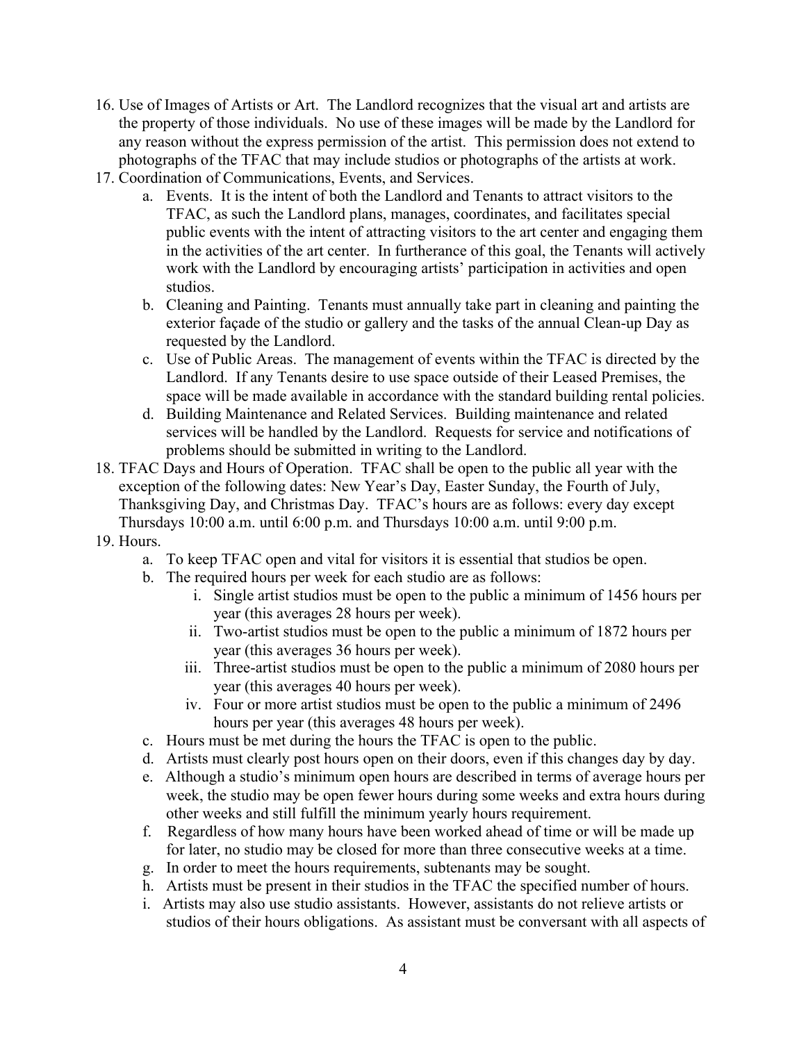16. Use of Images of Artists or Art. The Landlord recognizes that the visual art and artists are the property of those individuals. No use of these images will be made by the Landlord for any reason without the express permission of the artist. This permission does not extend to photographs of the TFAC that may include studios or photographs of the artists at work.
17. Coordination of Communications, Events, and Services.
    a. Events. It is the intent of both the Landlord and Tenants to attract visitors to the TFAC, as such the Landlord plans, manages, coordinates, and facilitates special public events with the intent of attracting visitors to the art center and engaging them in the activities of the art center. In furtherance of this goal, the Tenants will actively work with the Landlord by encouraging artists' participation in activities and open studios.
    b. Cleaning and Painting. Tenants must annually take part in cleaning and painting the exterior façade of the studio or gallery and the tasks of the annual Clean-up Day as requested by the Landlord.
    c. Use of Public Areas. The management of events within the TFAC is directed by the Landlord. If any Tenants desire to use space outside of their Leased Premises, the space will be made available in accordance with the standard building rental policies.
    d. Building Maintenance and Related Services. Building maintenance and related services will be handled by the Landlord. Requests for service and notifications of problems should be submitted in writing to the Landlord.
18. TFAC Days and Hours of Operation. TFAC shall be open to the public all year with the exception of the following dates: New Year's Day, Easter Sunday, the Fourth of July, Thanksgiving Day, and Christmas Day. TFAC's hours are as follows: every day except Thursdays 10:00 a.m. until 6:00 p.m. and Thursdays 10:00 a.m. until 9:00 p.m.
19. Hours.
    a. To keep TFAC open and vital for visitors it is essential that studios be open.
    b. The required hours per week for each studio are as follows:
        i. Single artist studios must be open to the public a minimum of 1456 hours per year (this averages 28 hours per week).
        ii. Two-artist studios must be open to the public a minimum of 1872 hours per year (this averages 36 hours per week).
        iii. Three-artist studios must be open to the public a minimum of 2080 hours per year (this averages 40 hours per week).
        iv. Four or more artist studios must be open to the public a minimum of 2496 hours per year (this averages 48 hours per week).
    c. Hours must be met during the hours the TFAC is open to the public.
    d. Artists must clearly post hours open on their doors, even if this changes day by day.
    e. Although a studio's minimum open hours are described in terms of average hours per week, the studio may be open fewer hours during some weeks and extra hours during other weeks and still fulfill the minimum yearly hours requirement.
    f. Regardless of how many hours have been worked ahead of time or will be made up for later, no studio may be closed for more than three consecutive weeks at a time.
    g. In order to meet the hours requirements, subtenants may be sought.
    h. Artists must be present in their studios in the TFAC the specified number of hours.
    i. Artists may also use studio assistants. However, assistants do not relieve artists or studios of their hours obligations. As assistant must be conversant with all aspects of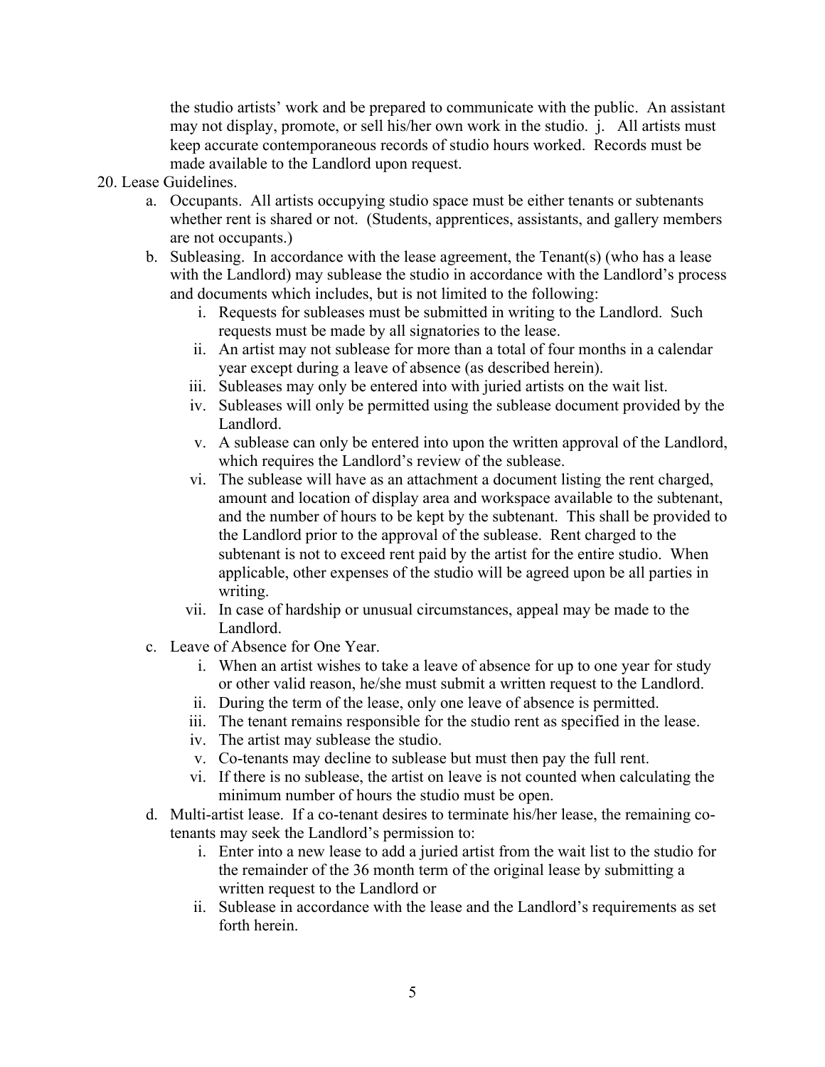the studio artists' work and be prepared to communicate with the public. An assistant may not display, promote, or sell his/her own work in the studio. j. All artists must keep accurate contemporaneous records of studio hours worked. Records must be made available to the Landlord upon request.

20. Lease Guidelines.
    a. Occupants. All artists occupying studio space must be either tenants or subtenants whether rent is shared or not. (Students, apprentices, assistants, and gallery members are not occupants.)
    b. Subleasing. In accordance with the lease agreement, the Tenant(s) (who has a lease with the Landlord) may sublease the studio in accordance with the Landlord's process and documents which includes, but is not limited to the following:
        i. Requests for subleases must be submitted in writing to the Landlord. Such requests must be made by all signatories to the lease.
        ii. An artist may not sublease for more than a total of four months in a calendar year except during a leave of absence (as described herein).
        iii. Subleases may only be entered into with juried artists on the wait list.
        iv. Subleases will only be permitted using the sublease document provided by the Landlord.
        v. A sublease can only be entered into upon the written approval of the Landlord, which requires the Landlord's review of the sublease.
        vi. The sublease will have as an attachment a document listing the rent charged, amount and location of display area and workspace available to the subtenant, and the number of hours to be kept by the subtenant. This shall be provided to the Landlord prior to the approval of the sublease. Rent charged to the subtenant is not to exceed rent paid by the artist for the entire studio. When applicable, other expenses of the studio will be agreed upon be all parties in writing.
        vii. In case of hardship or unusual circumstances, appeal may be made to the Landlord.
    c. Leave of Absence for One Year.
        i. When an artist wishes to take a leave of absence for up to one year for study or other valid reason, he/she must submit a written request to the Landlord.
        ii. During the term of the lease, only one leave of absence is permitted.
        iii. The tenant remains responsible for the studio rent as specified in the lease.
        iv. The artist may sublease the studio.
        v. Co-tenants may decline to sublease but must then pay the full rent.
        vi. If there is no sublease, the artist on leave is not counted when calculating the minimum number of hours the studio must be open.
    d. Multi-artist lease. If a co-tenant desires to terminate his/her lease, the remaining co-tenants may seek the Landlord's permission to:
        i. Enter into a new lease to add a juried artist from the wait list to the studio for the remainder of the 36 month term of the original lease by submitting a written request to the Landlord or
        ii. Sublease in accordance with the lease and the Landlord's requirements as set forth herein.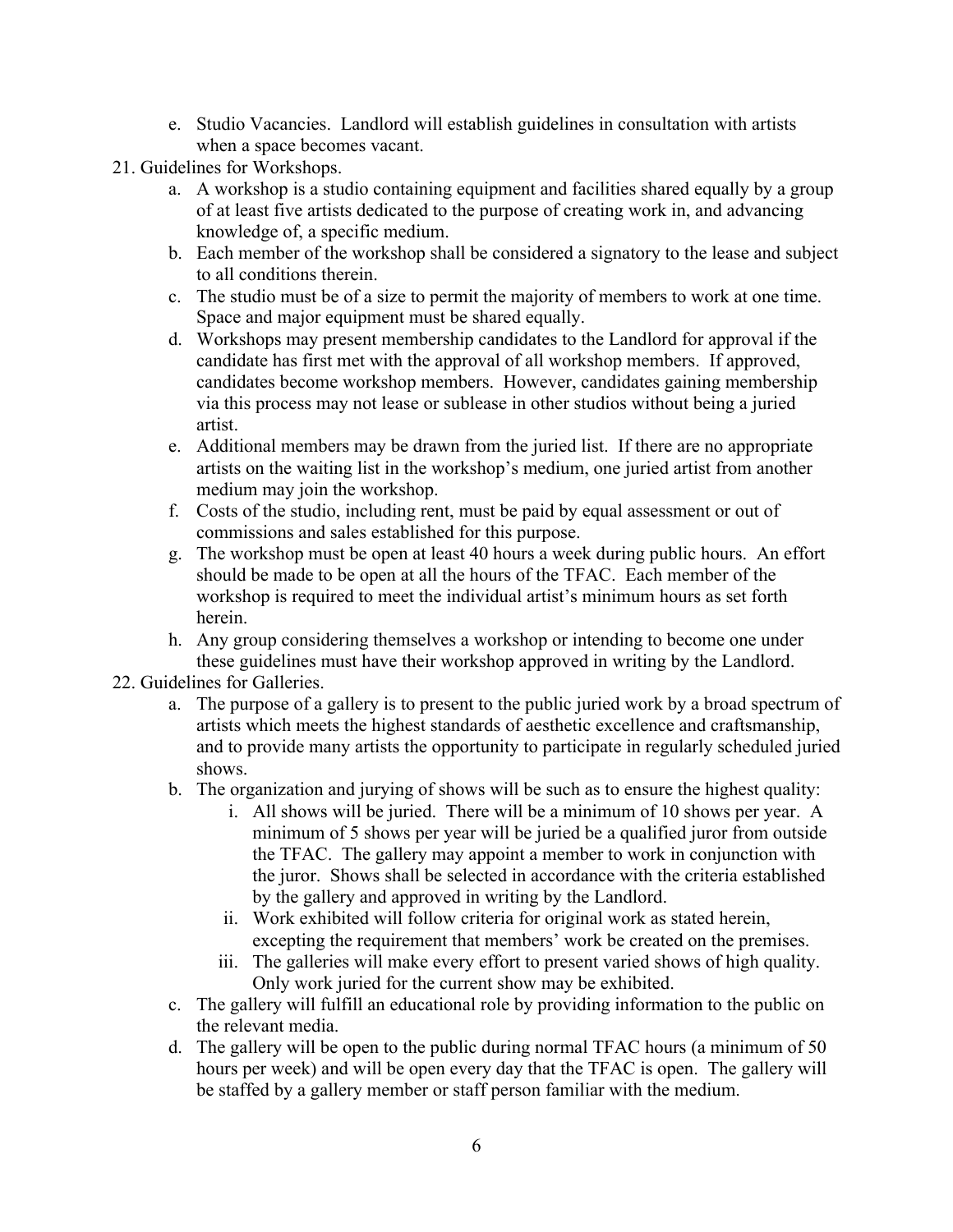e. Studio Vacancies. Landlord will establish guidelines in consultation with artists when a space becomes vacant.

21. Guidelines for Workshops.
    a. A workshop is a studio containing equipment and facilities shared equally by a group of at least five artists dedicated to the purpose of creating work in, and advancing knowledge of, a specific medium.
    b. Each member of the workshop shall be considered a signatory to the lease and subject to all conditions therein.
    c. The studio must be of a size to permit the majority of members to work at one time. Space and major equipment must be shared equally.
    d. Workshops may present membership candidates to the Landlord for approval if the candidate has first met with the approval of all workshop members. If approved, candidates become workshop members. However, candidates gaining membership via this process may not lease or sublease in other studios without being a juried artist.
    e. Additional members may be drawn from the juried list. If there are no appropriate artists on the waiting list in the workshop's medium, one juried artist from another medium may join the workshop.
    f. Costs of the studio, including rent, must be paid by equal assessment or out of commissions and sales established for this purpose.
    g. The workshop must be open at least 40 hours a week during public hours. An effort should be made to be open at all the hours of the TFAC. Each member of the workshop is required to meet the individual artist's minimum hours as set forth herein.
    h. Any group considering themselves a workshop or intending to become one under these guidelines must have their workshop approved in writing by the Landlord.

22. Guidelines for Galleries.
    a. The purpose of a gallery is to present to the public juried work by a broad spectrum of artists which meets the highest standards of aesthetic excellence and craftsmanship, and to provide many artists the opportunity to participate in regularly scheduled juried shows.
    b. The organization and jurying of shows will be such as to ensure the highest quality:
        i. All shows will be juried. There will be a minimum of 10 shows per year. A minimum of 5 shows per year will be juried be a qualified juror from outside the TFAC. The gallery may appoint a member to work in conjunction with the juror. Shows shall be selected in accordance with the criteria established by the gallery and approved in writing by the Landlord.
        ii. Work exhibited will follow criteria for original work as stated herein, excepting the requirement that members' work be created on the premises.
        iii. The galleries will make every effort to present varied shows of high quality. Only work juried for the current show may be exhibited.
    c. The gallery will fulfill an educational role by providing information to the public on the relevant media.
    d. The gallery will be open to the public during normal TFAC hours (a minimum of 50 hours per week) and will be open every day that the TFAC is open. The gallery will be staffed by a gallery member or staff person familiar with the medium.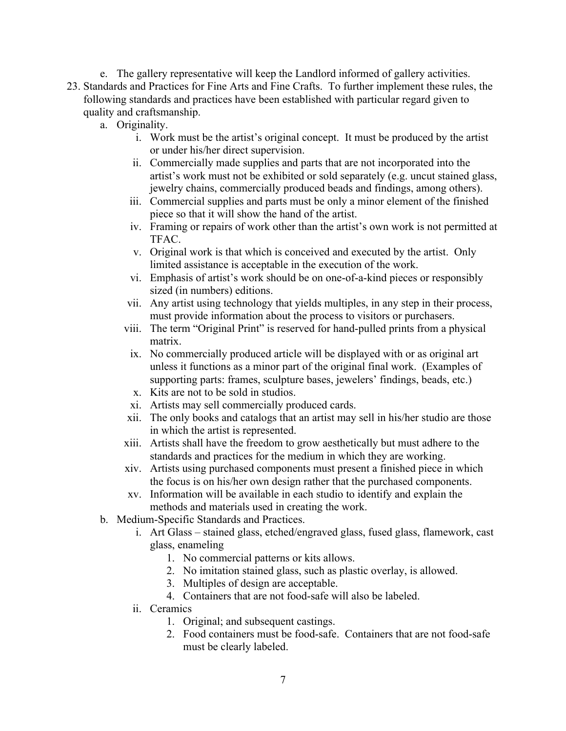e. The gallery representative will keep the Landlord informed of gallery activities.

23. Standards and Practices for Fine Arts and Fine Crafts. To further implement these rules, the following standards and practices have been established with particular regard given to quality and craftsmanship.
    a. Originality.
        i. Work must be the artist's original concept. It must be produced by the artist or under his/her direct supervision.
        ii. Commercially made supplies and parts that are not incorporated into the artist's work must not be exhibited or sold separately (e.g. uncut stained glass, jewelry chains, commercially produced beads and findings, among others).
        iii. Commercial supplies and parts must be only a minor element of the finished piece so that it will show the hand of the artist.
        iv. Framing or repairs of work other than the artist's own work is not permitted at TFAC.
        v. Original work is that which is conceived and executed by the artist. Only limited assistance is acceptable in the execution of the work.
        vi. Emphasis of artist's work should be on one-of-a-kind pieces or responsibly sized (in numbers) editions.
        vii. Any artist using technology that yields multiples, in any step in their process, must provide information about the process to visitors or purchasers.
        viii. The term "Original Print" is reserved for hand-pulled prints from a physical matrix.
        ix. No commercially produced article will be displayed with or as original art unless it functions as a minor part of the original final work. (Examples of supporting parts: frames, sculpture bases, jewelers' findings, beads, etc.)
        x. Kits are not to be sold in studios.
        xi. Artists may sell commercially produced cards.
        xii. The only books and catalogs that an artist may sell in his/her studio are those in which the artist is represented.
        xiii. Artists shall have the freedom to grow aesthetically but must adhere to the standards and practices for the medium in which they are working.
        xiv. Artists using purchased components must present a finished piece in which the focus is on his/her own design rather that the purchased components.
        xv. Information will be available in each studio to identify and explain the methods and materials used in creating the work.
    b. Medium-Specific Standards and Practices.
        i. Art Glass – stained glass, etched/engraved glass, fused glass, flamework, cast glass, enameling
            1. No commercial patterns or kits allows.
            2. No imitation stained glass, such as plastic overlay, is allowed.
            3. Multiples of design are acceptable.
            4. Containers that are not food-safe will also be labeled.
        ii. Ceramics
            1. Original; and subsequent castings.
            2. Food containers must be food-safe. Containers that are not food-safe must be clearly labeled.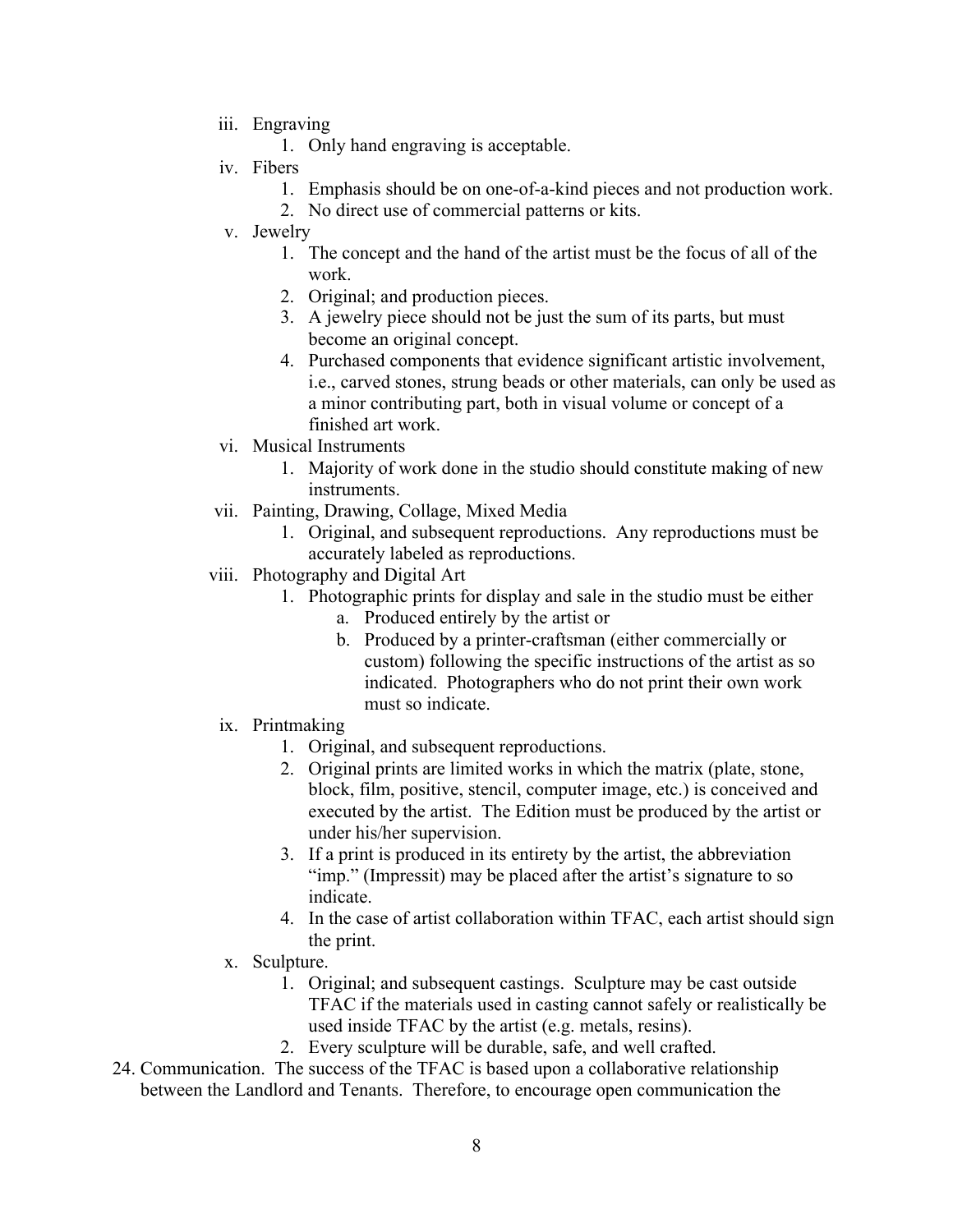iii. Engraving
    1. Only hand engraving is acceptable.

iv. Fibers
    1. Emphasis should be on one-of-a-kind pieces and not production work.
    2. No direct use of commercial patterns or kits.

v. Jewelry
    1. The concept and the hand of the artist must be the focus of all of the work.
    2. Original; and production pieces.
    3. A jewelry piece should not be just the sum of its parts, but must become an original concept.
    4. Purchased components that evidence significant artistic involvement, i.e., carved stones, strung beads or other materials, can only be used as a minor contributing part, both in visual volume or concept of a finished art work.

vi. Musical Instruments
    1. Majority of work done in the studio should constitute making of new instruments.

vii. Painting, Drawing, Collage, Mixed Media
    1. Original, and subsequent reproductions. Any reproductions must be accurately labeled as reproductions.

viii. Photography and Digital Art
    1. Photographic prints for display and sale in the studio must be either
        a. Produced entirely by the artist or
        b. Produced by a printer-craftsman (either commercially or custom) following the specific instructions of the artist as so indicated. Photographers who do not print their own work must so indicate.

ix. Printmaking
    1. Original, and subsequent reproductions.
    2. Original prints are limited works in which the matrix (plate, stone, block, film, positive, stencil, computer image, etc.) is conceived and executed by the artist. The Edition must be produced by the artist or under his/her supervision.
    3. If a print is produced in its entirety by the artist, the abbreviation "imp." (Impressit) may be placed after the artist's signature to so indicate.
    4. In the case of artist collaboration within TFAC, each artist should sign the print.

x. Sculpture.
    1. Original; and subsequent castings. Sculpture may be cast outside TFAC if the materials used in casting cannot safely or realistically be used inside TFAC by the artist (e.g. metals, resins).
    2. Every sculpture will be durable, safe, and well crafted.

24. Communication. The success of the TFAC is based upon a collaborative relationship between the Landlord and Tenants. Therefore, to encourage open communication the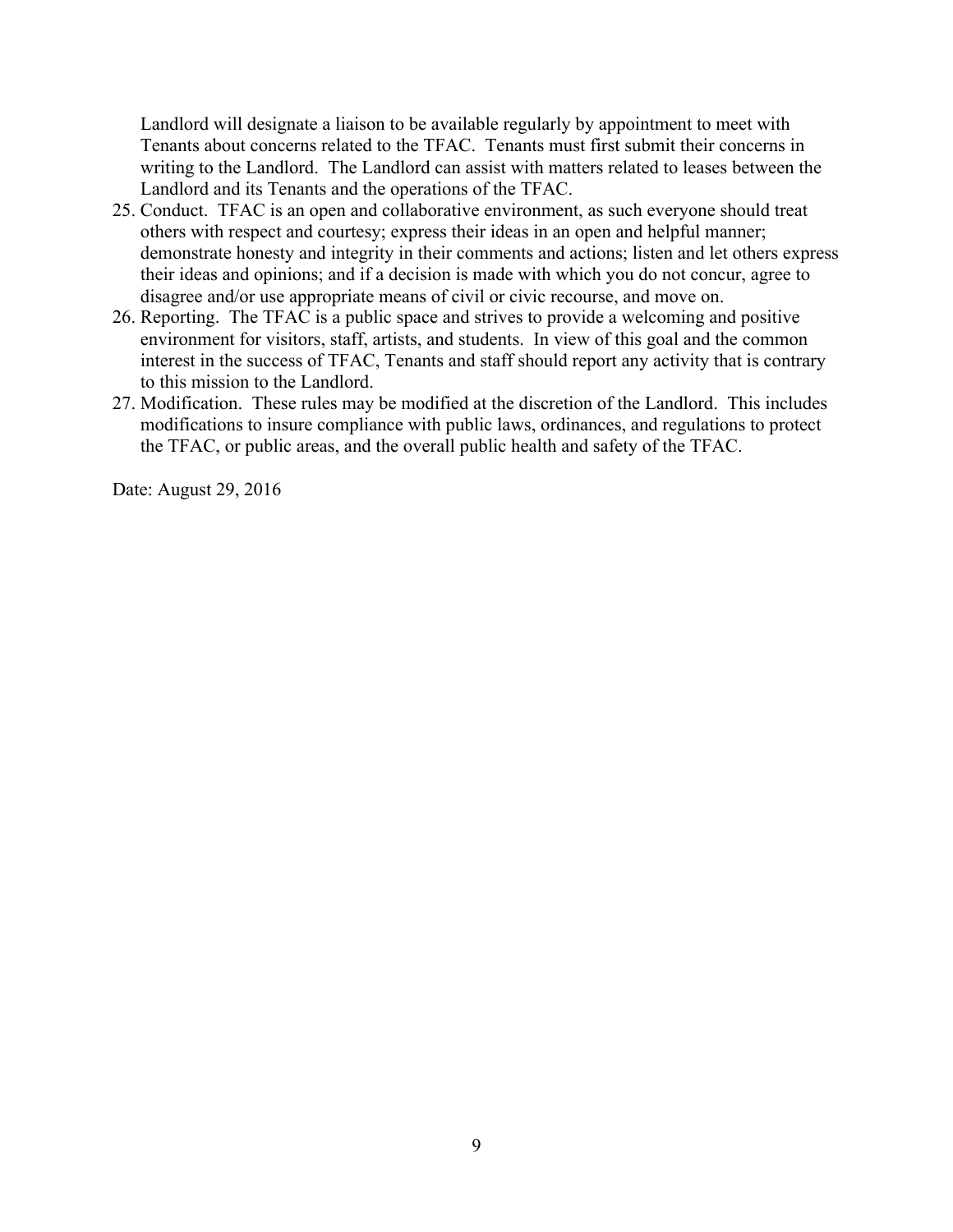Landlord will designate a liaison to be available regularly by appointment to meet with Tenants about concerns related to the TFAC. Tenants must first submit their concerns in writing to the Landlord. The Landlord can assist with matters related to leases between the Landlord and its Tenants and the operations of the TFAC.

25. Conduct. TFAC is an open and collaborative environment, as such everyone should treat others with respect and courtesy; express their ideas in an open and helpful manner; demonstrate honesty and integrity in their comments and actions; listen and let others express their ideas and opinions; and if a decision is made with which you do not concur, agree to disagree and/or use appropriate means of civil or civic recourse, and move on.
26. Reporting. The TFAC is a public space and strives to provide a welcoming and positive environment for visitors, staff, artists, and students. In view of this goal and the common interest in the success of TFAC, Tenants and staff should report any activity that is contrary to this mission to the Landlord.
27. Modification. These rules may be modified at the discretion of the Landlord. This includes modifications to insure compliance with public laws, ordinances, and regulations to protect the TFAC, or public areas, and the overall public health and safety of the TFAC.

Date: August 29, 2016